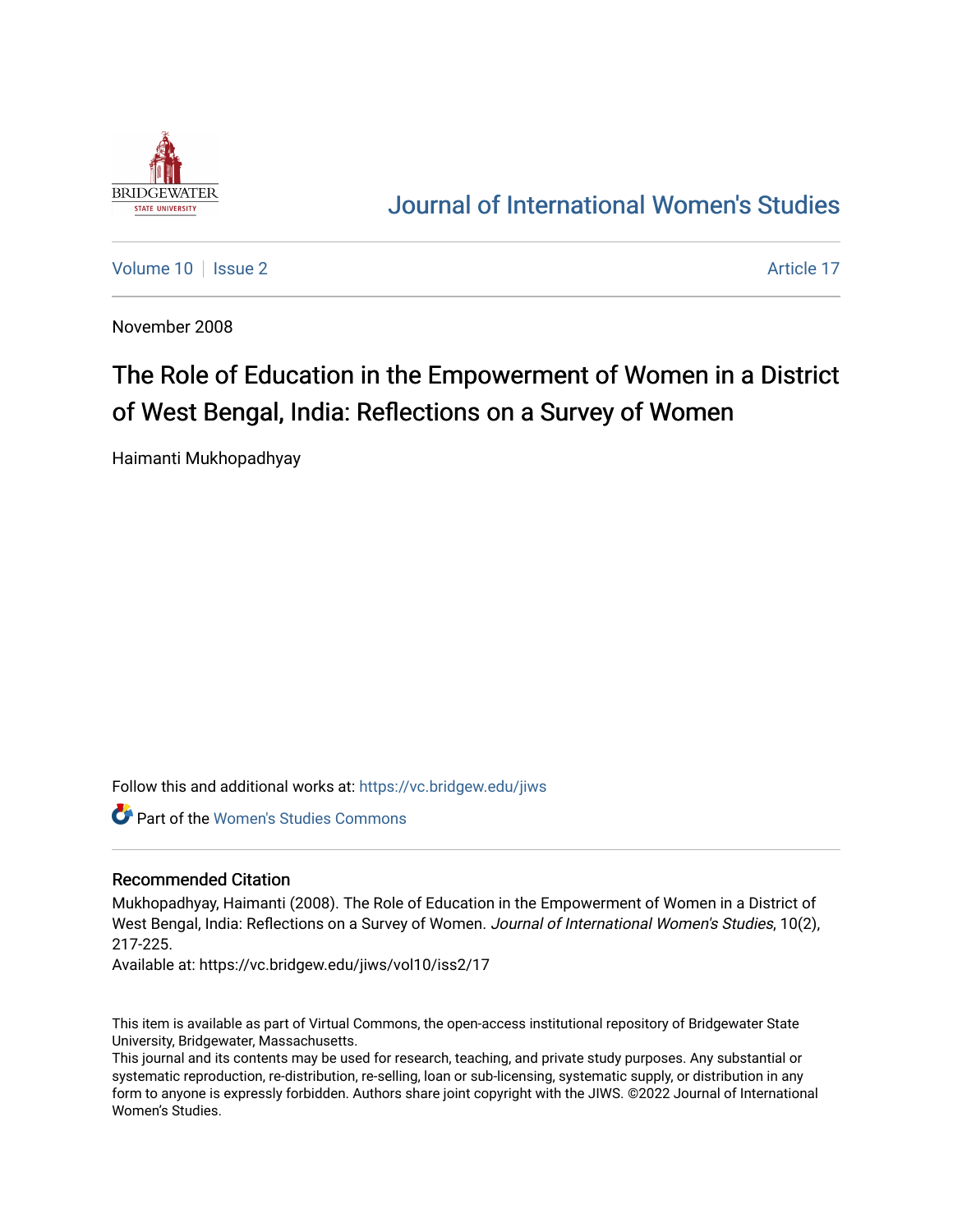Journal of International Women's Studies

Volume 10 | Issue 2 | Article 17

November 2008

# The Role of Education in the Empowerment of Women in a District of West Bengal, India: Reflections on a Survey of Women

Haimanti Mukhopadhyay

Follow this and additional works at: https://vc.bridgew.edu/jiws

Part of the Women's Studies Commons

## Recommended Citation

Mukhopadhyay, Haimanti (2008). The Role of Education in the Empowerment of Women in a District of West Bengal, India: Reflections on a Survey of Women. *Journal of International Women's Studies*, 10(2), 217-225.

Available at: https://vc.bridgew.edu/jiws/vol10/iss2/17

This item is available as part of Virtual Commons, the open-access institutional repository of Bridgewater State University, Bridgewater, Massachusetts.

This journal and its contents may be used for research, teaching, and private study purposes. Any substantial or systematic reproduction, re-distribution, re-selling, loan or sub-licensing, systematic supply, or distribution in any form to anyone is expressly forbidden. Authors share joint copyright with the JIWS. ©2022 Journal of International Women's Studies.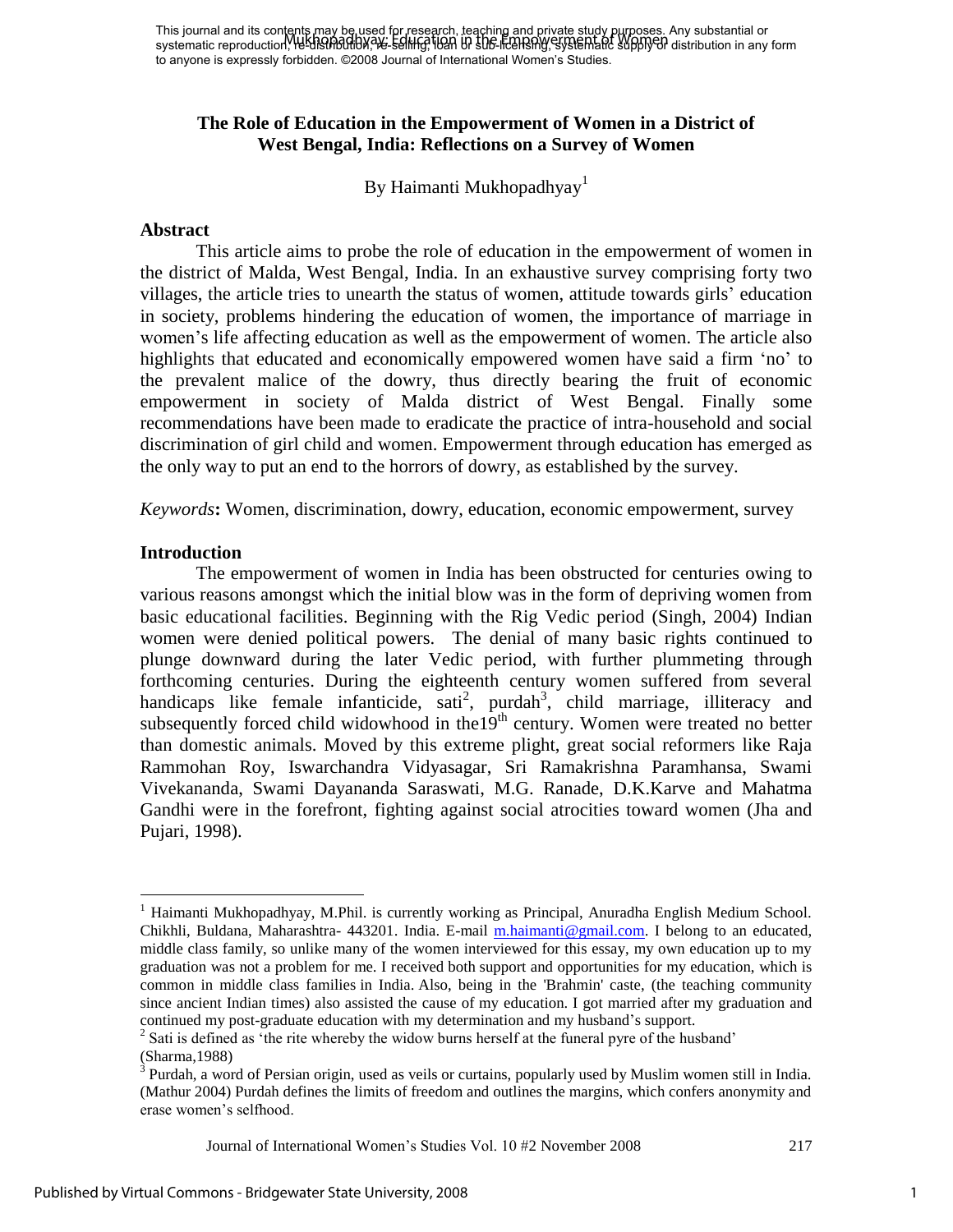# The Role of Education in the Empowerment of Women in a District of West Bengal, India: Reflections on a Survey of Women

By Haimanti Mukhopadhyay[1]

## Abstract

This article aims to probe the role of education in the empowerment of women in the district of Malda, West Bengal, India. In an exhaustive survey comprising forty two villages, the article tries to unearth the status of women, attitude towards girls' education in society, problems hindering the education of women, the importance of marriage in women's life affecting education as well as the empowerment of women. The article also highlights that educated and economically empowered women have said a firm 'no' to the prevalent malice of the dowry, thus directly bearing the fruit of economic empowerment in society of Malda district of West Bengal. Finally some recommendations have been made to eradicate the practice of intra-household and social discrimination of girl child and women. Empowerment through education has emerged as the only way to put an end to the horrors of dowry, as established by the survey.

*Keywords***:** Women, discrimination, dowry, education, economic empowerment, survey

## Introduction

The empowerment of women in India has been obstructed for centuries owing to various reasons amongst which the initial blow was in the form of depriving women from basic educational facilities. Beginning with the Rig Vedic period (Singh, 2004) Indian women were denied political powers. The denial of many basic rights continued to plunge downward during the later Vedic period, with further plummeting through forthcoming centuries. During the eighteenth century women suffered from several handicaps like female infanticide, sati[2], purdah[3], child marriage, illiteracy and subsequently forced child widowhood in the19th century. Women were treated no better than domestic animals. Moved by this extreme plight, great social reformers like Raja Rammohan Roy, Iswarchandra Vidyasagar, Sri Ramakrishna Paramhansa, Swami Vivekananda, Swami Dayananda Saraswati, M.G. Ranade, D.K.Karve and Mahatma Gandhi were in the forefront, fighting against social atrocities toward women (Jha and Pujari, 1998).

---

[1] Haimanti Mukhopadhyay, M.Phil. is currently working as Principal, Anuradha English Medium School. Chikhli, Buldana, Maharashtra- 443201. India. E-mail m.haimanti@gmail.com. I belong to an educated, middle class family, so unlike many of the women interviewed for this essay, my own education up to my graduation was not a problem for me. I received both support and opportunities for my education, which is common in middle class families in India. Also, being in the 'Brahmin' caste, (the teaching community since ancient Indian times) also assisted the cause of my education. I got married after my graduation and continued my post-graduate education with my determination and my husband's support.

[2] Sati is defined as 'the rite whereby the widow burns herself at the funeral pyre of the husband' (Sharma,1988)

[3] Purdah, a word of Persian origin, used as veils or curtains, popularly used by Muslim women still in India. (Mathur 2004) Purdah defines the limits of freedom and outlines the margins, which confers anonymity and erase women's selfhood.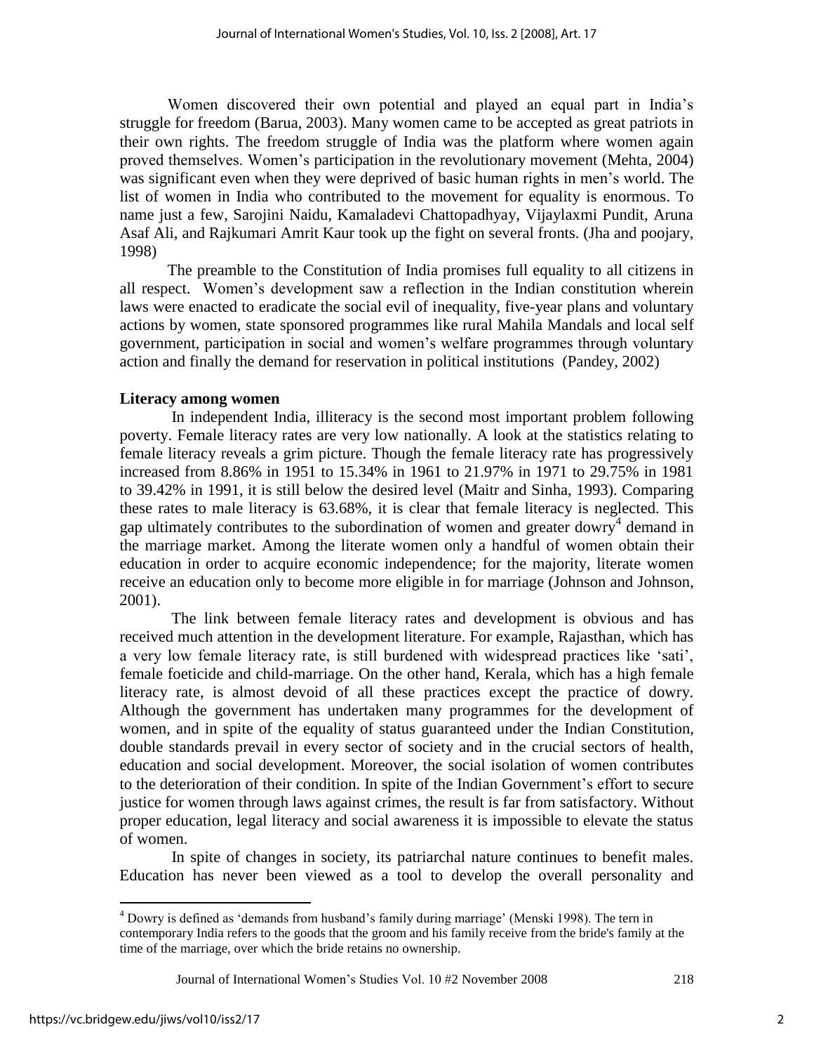Women discovered their own potential and played an equal part in India's struggle for freedom (Barua, 2003). Many women came to be accepted as great patriots in their own rights. The freedom struggle of India was the platform where women again proved themselves. Women's participation in the revolutionary movement (Mehta, 2004) was significant even when they were deprived of basic human rights in men's world. The list of women in India who contributed to the movement for equality is enormous. To name just a few, Sarojini Naidu, Kamaladevi Chattopadhyay, Vijaylaxmi Pundit, Aruna Asaf Ali, and Rajkumari Amrit Kaur took up the fight on several fronts. (Jha and poojary, 1998)

The preamble to the Constitution of India promises full equality to all citizens in all respect. Women's development saw a reflection in the Indian constitution wherein laws were enacted to eradicate the social evil of inequality, five-year plans and voluntary actions by women, state sponsored programmes like rural Mahila Mandals and local self government, participation in social and women's welfare programmes through voluntary action and finally the demand for reservation in political institutions (Pandey, 2002)

### Literacy among women

In independent India, illiteracy is the second most important problem following poverty. Female literacy rates are very low nationally. A look at the statistics relating to female literacy reveals a grim picture. Though the female literacy rate has progressively increased from 8.86% in 1951 to 15.34% in 1961 to 21.97% in 1971 to 29.75% in 1981 to 39.42% in 1991, it is still below the desired level (Maitr and Sinha, 1993). Comparing these rates to male literacy is 63.68%, it is clear that female literacy is neglected. This gap ultimately contributes to the subordination of women and greater dowry[4] demand in the marriage market. Among the literate women only a handful of women obtain their education in order to acquire economic independence; for the majority, literate women receive an education only to become more eligible in for marriage (Johnson and Johnson, 2001).

The link between female literacy rates and development is obvious and has received much attention in the development literature. For example, Rajasthan, which has a very low female literacy rate, is still burdened with widespread practices like 'sati', female foeticide and child-marriage. On the other hand, Kerala, which has a high female literacy rate, is almost devoid of all these practices except the practice of dowry. Although the government has undertaken many programmes for the development of women, and in spite of the equality of status guaranteed under the Indian Constitution, double standards prevail in every sector of society and in the crucial sectors of health, education and social development. Moreover, the social isolation of women contributes to the deterioration of their condition. In spite of the Indian Government's effort to secure justice for women through laws against crimes, the result is far from satisfactory. Without proper education, legal literacy and social awareness it is impossible to elevate the status of women.

In spite of changes in society, its patriarchal nature continues to benefit males. Education has never been viewed as a tool to develop the overall personality and

---

[4] Dowry is defined as 'demands from husband's family during marriage' (Menski 1998). The tern in contemporary India refers to the goods that the groom and his family receive from the bride's family at the time of the marriage, over which the bride retains no ownership.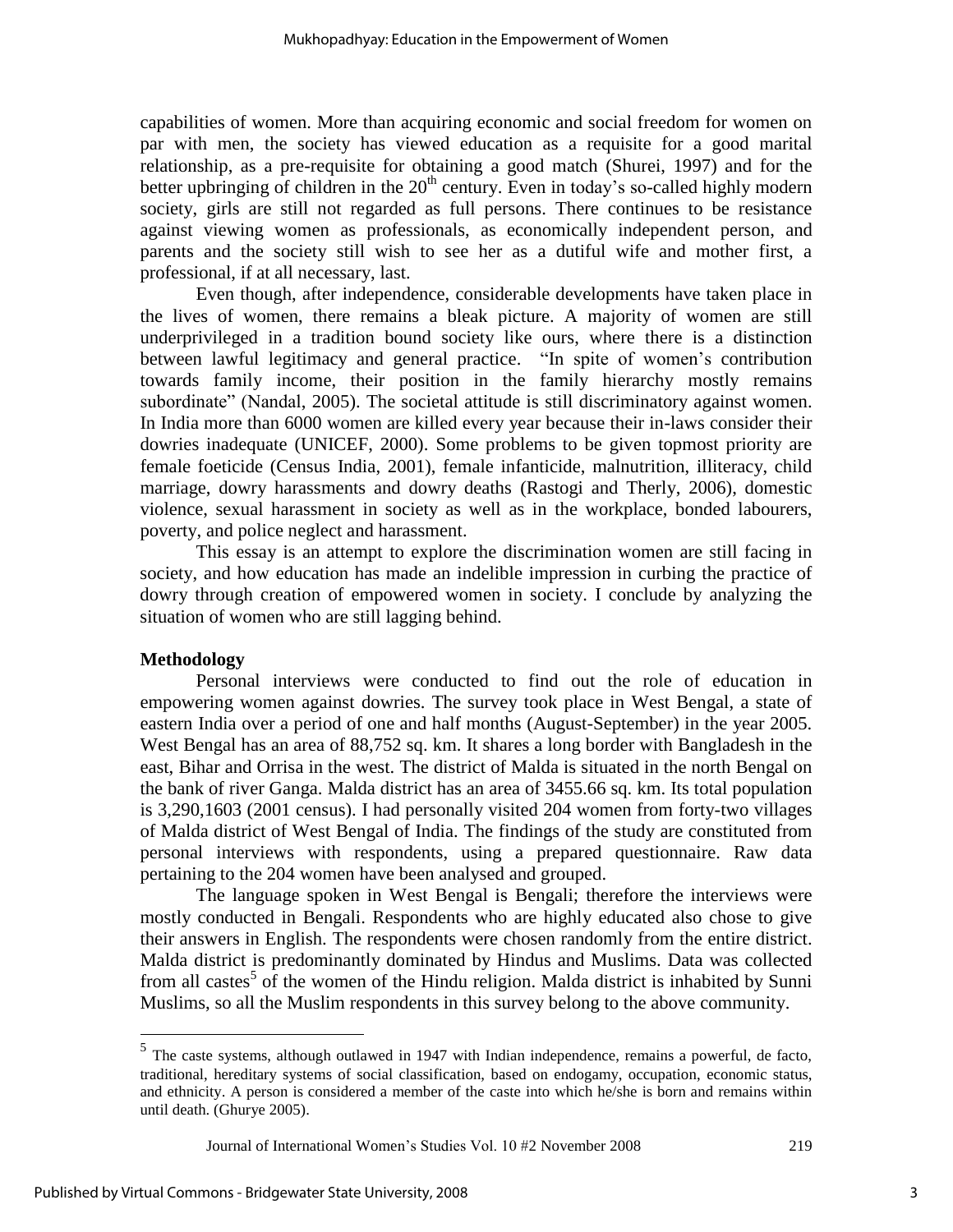capabilities of women. More than acquiring economic and social freedom for women on par with men, the society has viewed education as a requisite for a good marital relationship, as a pre-requisite for obtaining a good match (Shurei, 1997) and for the better upbringing of children in the 20th century. Even in today's so-called highly modern society, girls are still not regarded as full persons. There continues to be resistance against viewing women as professionals, as economically independent person, and parents and the society still wish to see her as a dutiful wife and mother first, a professional, if at all necessary, last.

Even though, after independence, considerable developments have taken place in the lives of women, there remains a bleak picture. A majority of women are still underprivileged in a tradition bound society like ours, where there is a distinction between lawful legitimacy and general practice. "In spite of women's contribution towards family income, their position in the family hierarchy mostly remains subordinate" (Nandal, 2005). The societal attitude is still discriminatory against women. In India more than 6000 women are killed every year because their in-laws consider their dowries inadequate (UNICEF, 2000). Some problems to be given topmost priority are female foeticide (Census India, 2001), female infanticide, malnutrition, illiteracy, child marriage, dowry harassments and dowry deaths (Rastogi and Therly, 2006), domestic violence, sexual harassment in society as well as in the workplace, bonded labourers, poverty, and police neglect and harassment.

This essay is an attempt to explore the discrimination women are still facing in society, and how education has made an indelible impression in curbing the practice of dowry through creation of empowered women in society. I conclude by analyzing the situation of women who are still lagging behind.

**Methodology**

Personal interviews were conducted to find out the role of education in empowering women against dowries. The survey took place in West Bengal, a state of eastern India over a period of one and half months (August-September) in the year 2005. West Bengal has an area of 88,752 sq. km. It shares a long border with Bangladesh in the east, Bihar and Orrisa in the west. The district of Malda is situated in the north Bengal on the bank of river Ganga. Malda district has an area of 3455.66 sq. km. Its total population is 3,290,1603 (2001 census). I had personally visited 204 women from forty-two villages of Malda district of West Bengal of India. The findings of the study are constituted from personal interviews with respondents, using a prepared questionnaire. Raw data pertaining to the 204 women have been analysed and grouped.

The language spoken in West Bengal is Bengali; therefore the interviews were mostly conducted in Bengali. Respondents who are highly educated also chose to give their answers in English. The respondents were chosen randomly from the entire district. Malda district is predominantly dominated by Hindus and Muslims. Data was collected from all castes[5] of the women of the Hindu religion. Malda district is inhabited by Sunni Muslims, so all the Muslim respondents in this survey belong to the above community.

---

[5] The caste systems, although outlawed in 1947 with Indian independence, remains a powerful, de facto, traditional, hereditary systems of social classification, based on endogamy, occupation, economic status, and ethnicity. A person is considered a member of the caste into which he/she is born and remains within until death. (Ghurye 2005).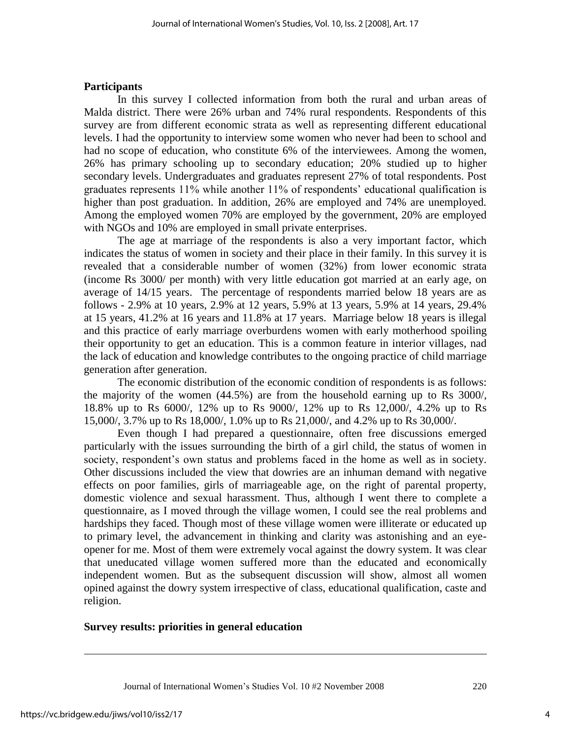## Participants

In this survey I collected information from both the rural and urban areas of Malda district. There were 26% urban and 74% rural respondents. Respondents of this survey are from different economic strata as well as representing different educational levels. I had the opportunity to interview some women who never had been to school and had no scope of education, who constitute 6% of the interviewees. Among the women, 26% has primary schooling up to secondary education; 20% studied up to higher secondary levels. Undergraduates and graduates represent 27% of total respondents. Post graduates represents 11% while another 11% of respondents' educational qualification is higher than post graduation. In addition, 26% are employed and 74% are unemployed. Among the employed women 70% are employed by the government, 20% are employed with NGOs and 10% are employed in small private enterprises.

The age at marriage of the respondents is also a very important factor, which indicates the status of women in society and their place in their family. In this survey it is revealed that a considerable number of women (32%) from lower economic strata (income Rs 3000/ per month) with very little education got married at an early age, on average of 14/15 years. The percentage of respondents married below 18 years are as follows - 2.9% at 10 years, 2.9% at 12 years, 5.9% at 13 years, 5.9% at 14 years, 29.4% at 15 years, 41.2% at 16 years and 11.8% at 17 years. Marriage below 18 years is illegal and this practice of early marriage overburdens women with early motherhood spoiling their opportunity to get an education. This is a common feature in interior villages, nad the lack of education and knowledge contributes to the ongoing practice of child marriage generation after generation.

The economic distribution of the economic condition of respondents is as follows: the majority of the women (44.5%) are from the household earning up to Rs 3000/, 18.8% up to Rs 6000/, 12% up to Rs 9000/, 12% up to Rs 12,000/, 4.2% up to Rs 15,000/, 3.7% up to Rs 18,000/, 1.0% up to Rs 21,000/, and 4.2% up to Rs 30,000/.

Even though I had prepared a questionnaire, often free discussions emerged particularly with the issues surrounding the birth of a girl child, the status of women in society, respondent's own status and problems faced in the home as well as in society. Other discussions included the view that dowries are an inhuman demand with negative effects on poor families, girls of marriageable age, on the right of parental property, domestic violence and sexual harassment. Thus, although I went there to complete a questionnaire, as I moved through the village women, I could see the real problems and hardships they faced. Though most of these village women were illiterate or educated up to primary level, the advancement in thinking and clarity was astonishing and an eye-opener for me. Most of them were extremely vocal against the dowry system. It was clear that uneducated village women suffered more than the educated and economically independent women. But as the subsequent discussion will show, almost all women opined against the dowry system irrespective of class, educational qualification, caste and religion.

## Survey results: priorities in general education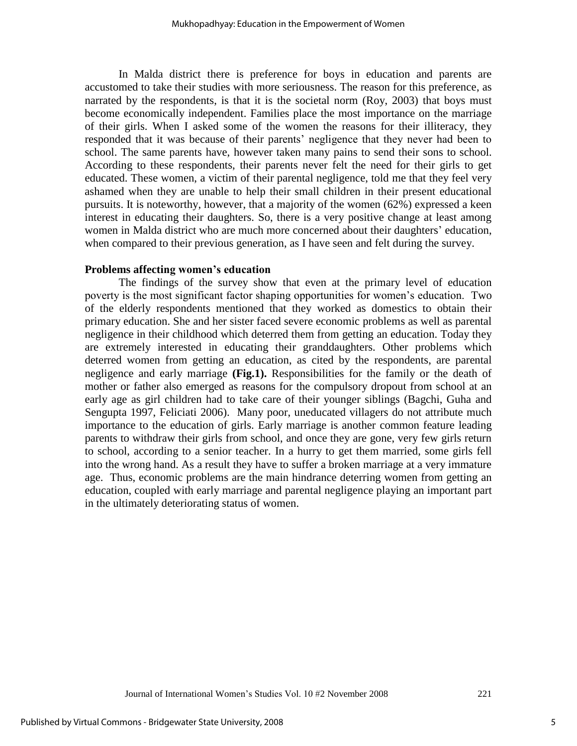In Malda district there is preference for boys in education and parents are accustomed to take their studies with more seriousness. The reason for this preference, as narrated by the respondents, is that it is the societal norm (Roy, 2003) that boys must become economically independent. Families place the most importance on the marriage of their girls. When I asked some of the women the reasons for their illiteracy, they responded that it was because of their parents' negligence that they never had been to school. The same parents have, however taken many pains to send their sons to school. According to these respondents, their parents never felt the need for their girls to get educated. These women, a victim of their parental negligence, told me that they feel very ashamed when they are unable to help their small children in their present educational pursuits. It is noteworthy, however, that a majority of the women (62%) expressed a keen interest in educating their daughters. So, there is a very positive change at least among women in Malda district who are much more concerned about their daughters' education, when compared to their previous generation, as I have seen and felt during the survey.

**Problems affecting women's education**

The findings of the survey show that even at the primary level of education poverty is the most significant factor shaping opportunities for women's education. Two of the elderly respondents mentioned that they worked as domestics to obtain their primary education. She and her sister faced severe economic problems as well as parental negligence in their childhood which deterred them from getting an education. Today they are extremely interested in educating their granddaughters. Other problems which deterred women from getting an education, as cited by the respondents, are parental negligence and early marriage **(Fig.1).** Responsibilities for the family or the death of mother or father also emerged as reasons for the compulsory dropout from school at an early age as girl children had to take care of their younger siblings (Bagchi, Guha and Sengupta 1997, Feliciati 2006). Many poor, uneducated villagers do not attribute much importance to the education of girls. Early marriage is another common feature leading parents to withdraw their girls from school, and once they are gone, very few girls return to school, according to a senior teacher. In a hurry to get them married, some girls fell into the wrong hand. As a result they have to suffer a broken marriage at a very immature age. Thus, economic problems are the main hindrance deterring women from getting an education, coupled with early marriage and parental negligence playing an important part in the ultimately deteriorating status of women.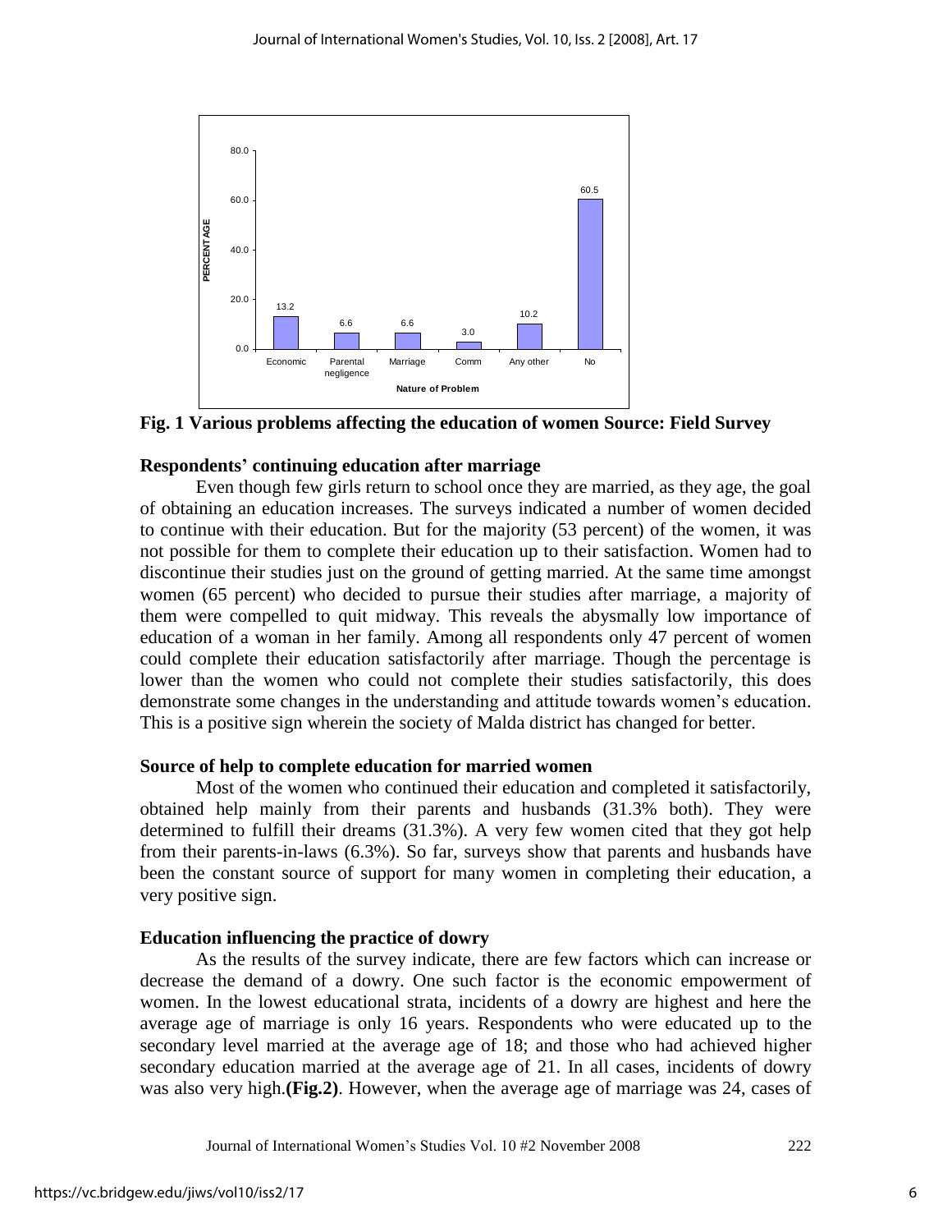**Fig. 1 Various problems affecting the education of women Source: Field Survey**

### Respondents' continuing education after marriage

Even though few girls return to school once they are married, as they age, the goal of obtaining an education increases. The surveys indicated a number of women decided to continue with their education. But for the majority (53 percent) of the women, it was not possible for them to complete their education up to their satisfaction. Women had to discontinue their studies just on the ground of getting married. At the same time amongst women (65 percent) who decided to pursue their studies after marriage, a majority of them were compelled to quit midway. This reveals the abysmally low importance of education of a woman in her family. Among all respondents only 47 percent of women could complete their education satisfactorily after marriage. Though the percentage is lower than the women who could not complete their studies satisfactorily, this does demonstrate some changes in the understanding and attitude towards women's education. This is a positive sign wherein the society of Malda district has changed for better.

### Source of help to complete education for married women

Most of the women who continued their education and completed it satisfactorily, obtained help mainly from their parents and husbands (31.3% both). They were determined to fulfill their dreams (31.3%). A very few women cited that they got help from their parents-in-laws (6.3%). So far, surveys show that parents and husbands have been the constant source of support for many women in completing their education, a very positive sign.

### Education influencing the practice of dowry

As the results of the survey indicate, there are few factors which can increase or decrease the demand of a dowry. One such factor is the economic empowerment of women. In the lowest educational strata, incidents of a dowry are highest and here the average age of marriage is only 16 years. Respondents who were educated up to the secondary level married at the average age of 18; and those who had achieved higher secondary education married at the average age of 21. In all cases, incidents of dowry was also very high.**(Fig.2)**. However, when the average age of marriage was 24, cases of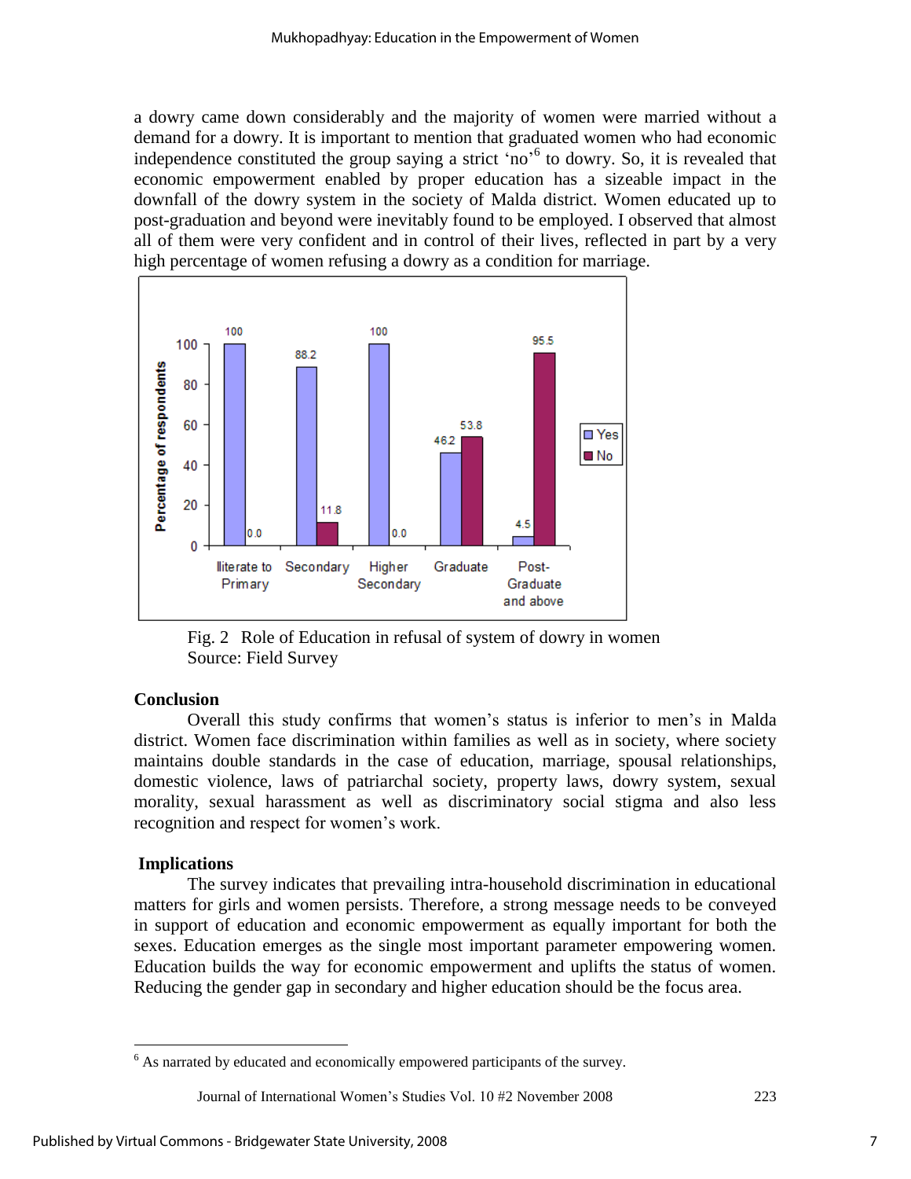a dowry came down considerably and the majority of women were married without a demand for a dowry. It is important to mention that graduated women who had economic independence constituted the group saying a strict 'no'[6] to dowry. So, it is revealed that economic empowerment enabled by proper education has a sizeable impact in the downfall of the dowry system in the society of Malda district. Women educated up to post-graduation and beyond were inevitably found to be employed. I observed that almost all of them were very confident and in control of their lives, reflected in part by a very high percentage of women refusing a dowry as a condition for marriage.

| Education level | Yes | No |
|---|---|---|
| Illiterate to Primary | 100 | 0.0 |
| Secondary | 88.2 | 11.8 |
| Higher Secondary | 100 | 0.0 |
| Graduate | 46.2 | 53.8 |
| Post-Graduate and above | 4.5 | 95.5 |

Fig. 2 Role of Education in refusal of system of dowry in women
Source: Field Survey

## Conclusion

Overall this study confirms that women's status is inferior to men's in Malda district. Women face discrimination within families as well as in society, where society maintains double standards in the case of education, marriage, spousal relationships, domestic violence, laws of patriarchal society, property laws, dowry system, sexual morality, sexual harassment as well as discriminatory social stigma and also less recognition and respect for women's work.

## Implications

The survey indicates that prevailing intra-household discrimination in educational matters for girls and women persists. Therefore, a strong message needs to be conveyed in support of education and economic empowerment as equally important for both the sexes. Education emerges as the single most important parameter empowering women. Education builds the way for economic empowerment and uplifts the status of women. Reducing the gender gap in secondary and higher education should be the focus area.

---

[6] As narrated by educated and economically empowered participants of the survey.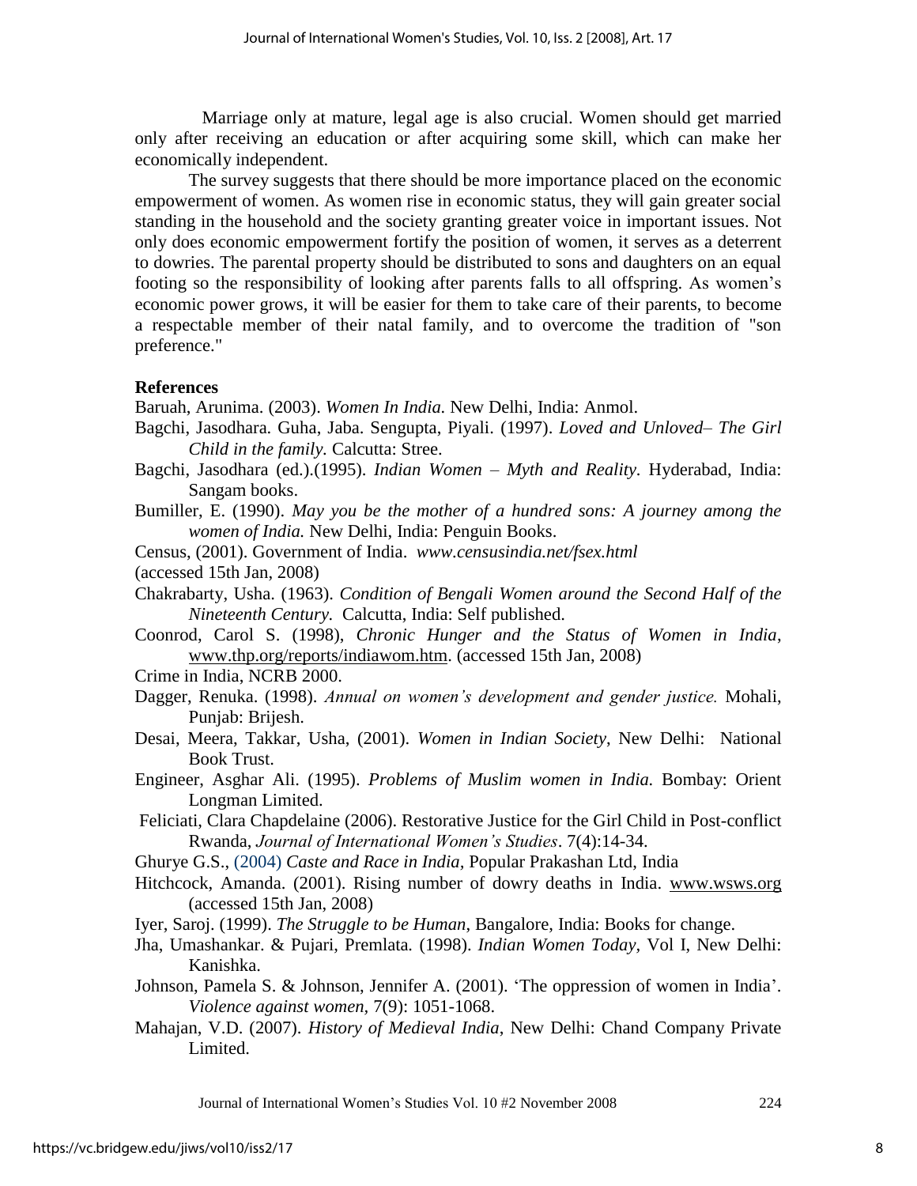Marriage only at mature, legal age is also crucial. Women should get married only after receiving an education or after acquiring some skill, which can make her economically independent.

The survey suggests that there should be more importance placed on the economic empowerment of women. As women rise in economic status, they will gain greater social standing in the household and the society granting greater voice in important issues. Not only does economic empowerment fortify the position of women, it serves as a deterrent to dowries. The parental property should be distributed to sons and daughters on an equal footing so the responsibility of looking after parents falls to all offspring. As women's economic power grows, it will be easier for them to take care of their parents, to become a respectable member of their natal family, and to overcome the tradition of "son preference."

**References**

Baruah, Arunima. (2003). *Women In India.* New Delhi, India: Anmol.

Bagchi, Jasodhara. Guha, Jaba. Sengupta, Piyali. (1997). *Loved and Unloved– The Girl Child in the family.* Calcutta: Stree.

Bagchi, Jasodhara (ed.).(1995). *Indian Women – Myth and Reality.* Hyderabad, India: Sangam books.

Bumiller, E. (1990). *May you be the mother of a hundred sons: A journey among the women of India.* New Delhi, India: Penguin Books.

Census, (2001). Government of India. *www.censusindia.net/fsex.html* (accessed 15th Jan, 2008)

Chakrabarty, Usha. (1963). *Condition of Bengali Women around the Second Half of the Nineteenth Century.* Calcutta, India: Self published.

Coonrod, Carol S. (1998), *Chronic Hunger and the Status of Women in India*, www.thp.org/reports/indiawom.htm. (accessed 15th Jan, 2008)

Crime in India, NCRB 2000.

Dagger, Renuka. (1998). *Annual on women's development and gender justice.* Mohali, Punjab: Brijesh.

Desai, Meera, Takkar, Usha, (2001). *Women in Indian Society*, New Delhi: National Book Trust.

Engineer, Asghar Ali. (1995). *Problems of Muslim women in India.* Bombay: Orient Longman Limited.

Feliciati, Clara Chapdelaine (2006). Restorative Justice for the Girl Child in Post-conflict Rwanda, *Journal of International Women's Studies*. 7(4):14-34.

Ghurye G.S., (2004) *Caste and Race in India,* Popular Prakashan Ltd, India

Hitchcock, Amanda. (2001). Rising number of dowry deaths in India. www.wsws.org (accessed 15th Jan, 2008)

Iyer, Saroj. (1999). *The Struggle to be Human*, Bangalore, India: Books for change.

Jha, Umashankar. & Pujari, Premlata. (1998). *Indian Women Today*, Vol I, New Delhi: Kanishka.

Johnson, Pamela S. & Johnson, Jennifer A. (2001). 'The oppression of women in India'. *Violence against women,* 7(9): 1051-1068.

Mahajan, V.D. (2007). *History of Medieval India*, New Delhi: Chand Company Private Limited.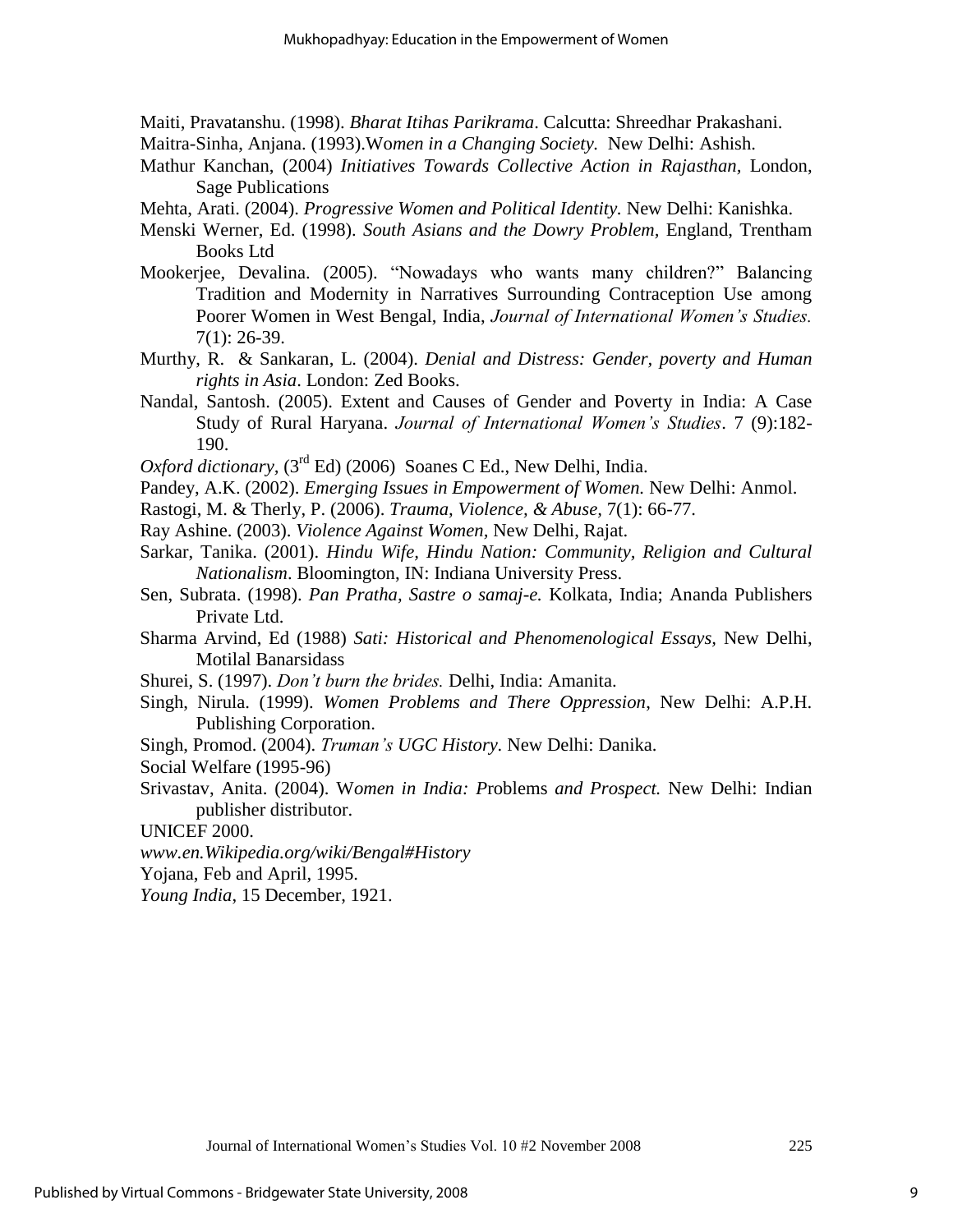Maiti, Pravatanshu. (1998). *Bharat Itihas Parikrama*. Calcutta: Shreedhar Prakashani.

Maitra-Sinha, Anjana. (1993).W*omen in a Changing Society.* New Delhi: Ashish.

Mathur Kanchan, (2004) *Initiatives Towards Collective Action in Rajasthan*, London, Sage Publications

Mehta, Arati. (2004). *Progressive Women and Political Identity.* New Delhi: Kanishka.

Menski Werner, Ed. (1998). *South Asians and the Dowry Problem*, England, Trentham Books Ltd

Mookerjee, Devalina. (2005). "Nowadays who wants many children?" Balancing Tradition and Modernity in Narratives Surrounding Contraception Use among Poorer Women in West Bengal, India, *Journal of International Women's Studies.* 7(1): 26-39.

Murthy, R. & Sankaran, L. (2004). *Denial and Distress: Gender, poverty and Human rights in Asia*. London: Zed Books.

Nandal, Santosh. (2005). Extent and Causes of Gender and Poverty in India: A Case Study of Rural Haryana. *Journal of International Women's Studies*. 7 (9):182-190.

*Oxford dictionary*, (3rd Ed) (2006) Soanes C Ed., New Delhi, India.

Pandey, A.K. (2002). *Emerging Issues in Empowerment of Women.* New Delhi: Anmol.

Rastogi, M. & Therly, P. (2006). *Trauma, Violence, & Abuse*, 7(1): 66-77.

Ray Ashine. (2003). *Violence Against Women,* New Delhi, Rajat.

Sarkar, Tanika. (2001). *Hindu Wife, Hindu Nation: Community, Religion and Cultural Nationalism*. Bloomington, IN: Indiana University Press.

Sen, Subrata. (1998). *Pan Pratha, Sastre o samaj-e.* Kolkata, India; Ananda Publishers Private Ltd.

Sharma Arvind, Ed (1988) *Sati: Historical and Phenomenological Essays,* New Delhi, Motilal Banarsidass

Shurei, S. (1997). *Don't burn the brides.* Delhi, India: Amanita.

Singh, Nirula. (1999). *Women Problems and There Oppression*, New Delhi: A.P.H. Publishing Corporation.

Singh, Promod. (2004). *Truman's UGC History.* New Delhi: Danika.

Social Welfare (1995-96)

Srivastav, Anita. (2004). W*omen in India: P*roblems *and Prospect.* New Delhi: Indian publisher distributor.

UNICEF 2000.

*www.en.Wikipedia.org/wiki/Bengal#History*

Yojana, Feb and April, 1995.

*Young India*, 15 December, 1921.